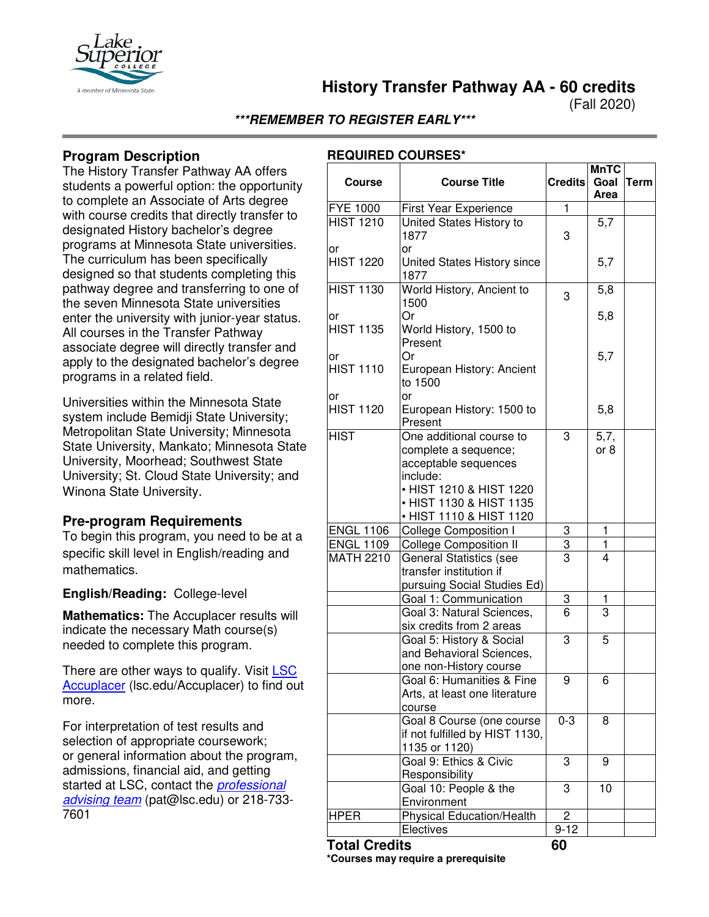# History Transfer Pathway AA - 60 credits

(Fall 2020)

***REMEMBER TO REGISTER EARLY***

## Program Description

The History Transfer Pathway AA offers students a powerful option: the opportunity to complete an Associate of Arts degree with course credits that directly transfer to designated History bachelor's degree programs at Minnesota State universities. The curriculum has been specifically designed so that students completing this pathway degree and transferring to one of the seven Minnesota State universities enter the university with junior-year status. All courses in the Transfer Pathway associate degree will directly transfer and apply to the designated bachelor's degree programs in a related field.

Universities within the Minnesota State system include Bemidji State University; Metropolitan State University; Minnesota State University, Mankato; Minnesota State University, Moorhead; Southwest State University; St. Cloud State University; and Winona State University.

## Pre-program Requirements

To begin this program, you need to be at a specific skill level in English/reading and mathematics.

**English/Reading:** College-level

**Mathematics:** The Accuplacer results will indicate the necessary Math course(s) needed to complete this program.

There are other ways to qualify. Visit [LSC Accuplacer](lsc.edu/Accuplacer) (lsc.edu/Accuplacer) to find out more.

For interpretation of test results and selection of appropriate coursework; or general information about the program, admissions, financial aid, and getting started at LSC, contact the *professional advising team* (pat@lsc.edu) or 218-733-7601

## REQUIRED COURSES*

| Course | Course Title | Credits | MnTC Goal Area | Term |
|---|---|---|---|---|
| FYE 1000 | First Year Experience | 1 | | |
| HIST 1210<br>or<br>HIST 1220 | United States History to 1877<br>or<br>United States History since 1877 | 3 | 5,7<br><br>5,7 | |
| HIST 1130<br>or<br>HIST 1135<br>or<br>HIST 1110<br>or<br>HIST 1120 | World History, Ancient to 1500<br>Or<br>World History, 1500 to Present<br>Or<br>European History: Ancient to 1500<br>or<br>European History: 1500 to Present | 3 | 5,8<br><br>5,8<br><br>5,7<br><br>5,8 | |
| HIST | One additional course to complete a sequence; acceptable sequences include:<br>• HIST 1210 & HIST 1220<br>• HIST 1130 & HIST 1135<br>• HIST 1110 & HIST 1120 | 3 | 5,7, or 8 | |
| ENGL 1106 | College Composition I | 3 | 1 | |
| ENGL 1109 | College Composition II | 3 | 1 | |
| MATH 2210 | General Statistics (see transfer institution if pursuing Social Studies Ed) | 3 | 4 | |
| | Goal 1: Communication | 3 | 1 | |
| | Goal 3: Natural Sciences, six credits from 2 areas | 6 | 3 | |
| | Goal 5: History & Social and Behavioral Sciences, one non-History course | 3 | 5 | |
| | Goal 6: Humanities & Fine Arts, at least one literature course | 9 | 6 | |
| | Goal 8 Course (one course if not fulfilled by HIST 1130, 1135 or 1120) | 0-3 | 8 | |
| | Goal 9: Ethics & Civic Responsibility | 3 | 9 | |
| | Goal 10: People & the Environment | 3 | 10 | |
| HPER | Physical Education/Health | 2 | | |
| | Electives | 9-12 | | |
| **Total Credits** | | **60** | | |

***Courses may require a prerequisite**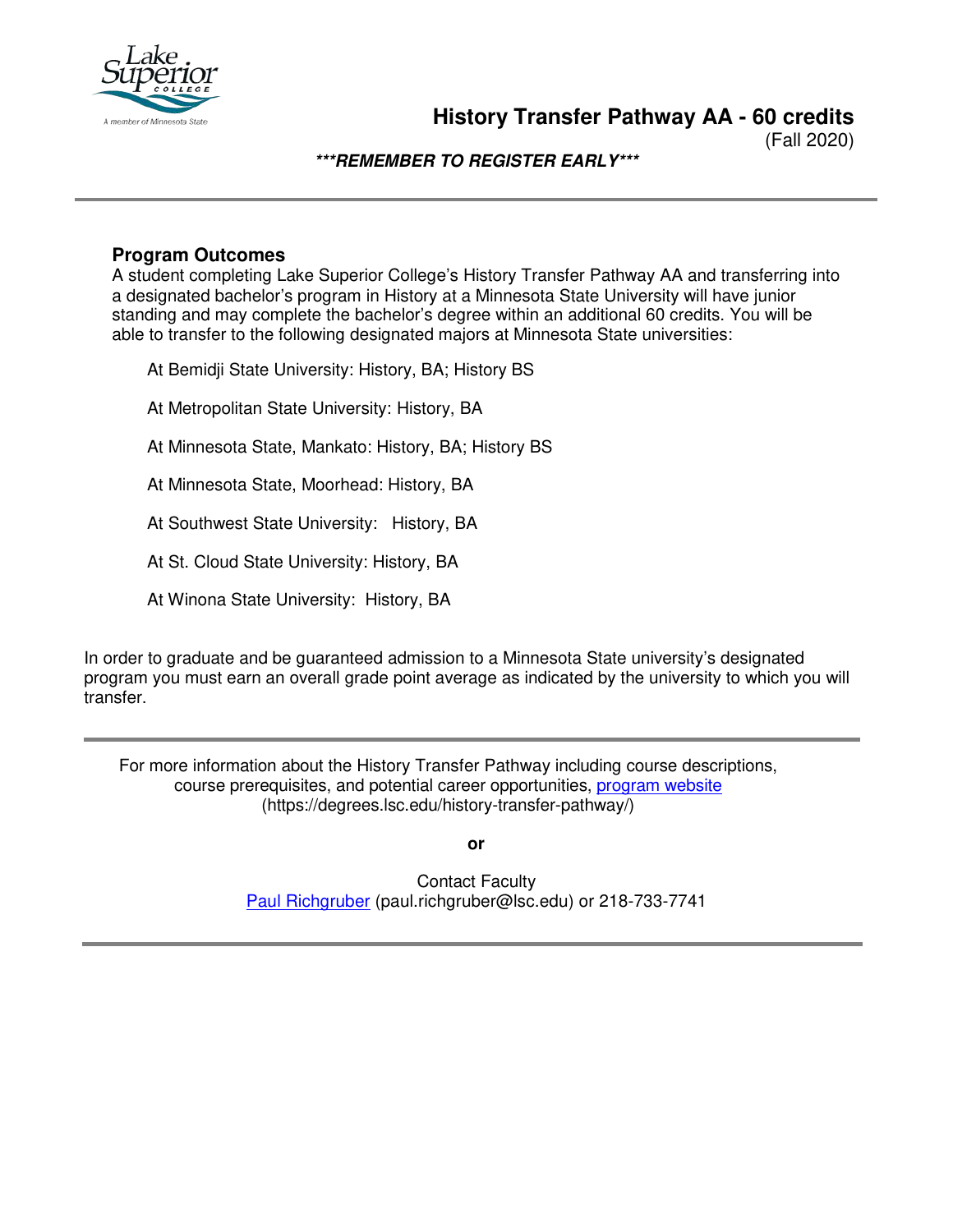# History Transfer Pathway AA - 60 credits

(Fall 2020)

***REMEMBER TO REGISTER EARLY***

## Program Outcomes

A student completing Lake Superior College's History Transfer Pathway AA and transferring into a designated bachelor's program in History at a Minnesota State University will have junior standing and may complete the bachelor's degree within an additional 60 credits. You will be able to transfer to the following designated majors at Minnesota State universities:

At Bemidji State University: History, BA; History BS

At Metropolitan State University: History, BA

At Minnesota State, Mankato: History, BA; History BS

At Minnesota State, Moorhead: History, BA

At Southwest State University: History, BA

At St. Cloud State University: History, BA

At Winona State University: History, BA

In order to graduate and be guaranteed admission to a Minnesota State university's designated program you must earn an overall grade point average as indicated by the university to which you will transfer.

---

For more information about the History Transfer Pathway including course descriptions, course prerequisites, and potential career opportunities, program website (https://degrees.lsc.edu/history-transfer-pathway/)

**or**

Contact Faculty
Paul Richgruber (paul.richgruber@lsc.edu) or 218-733-7741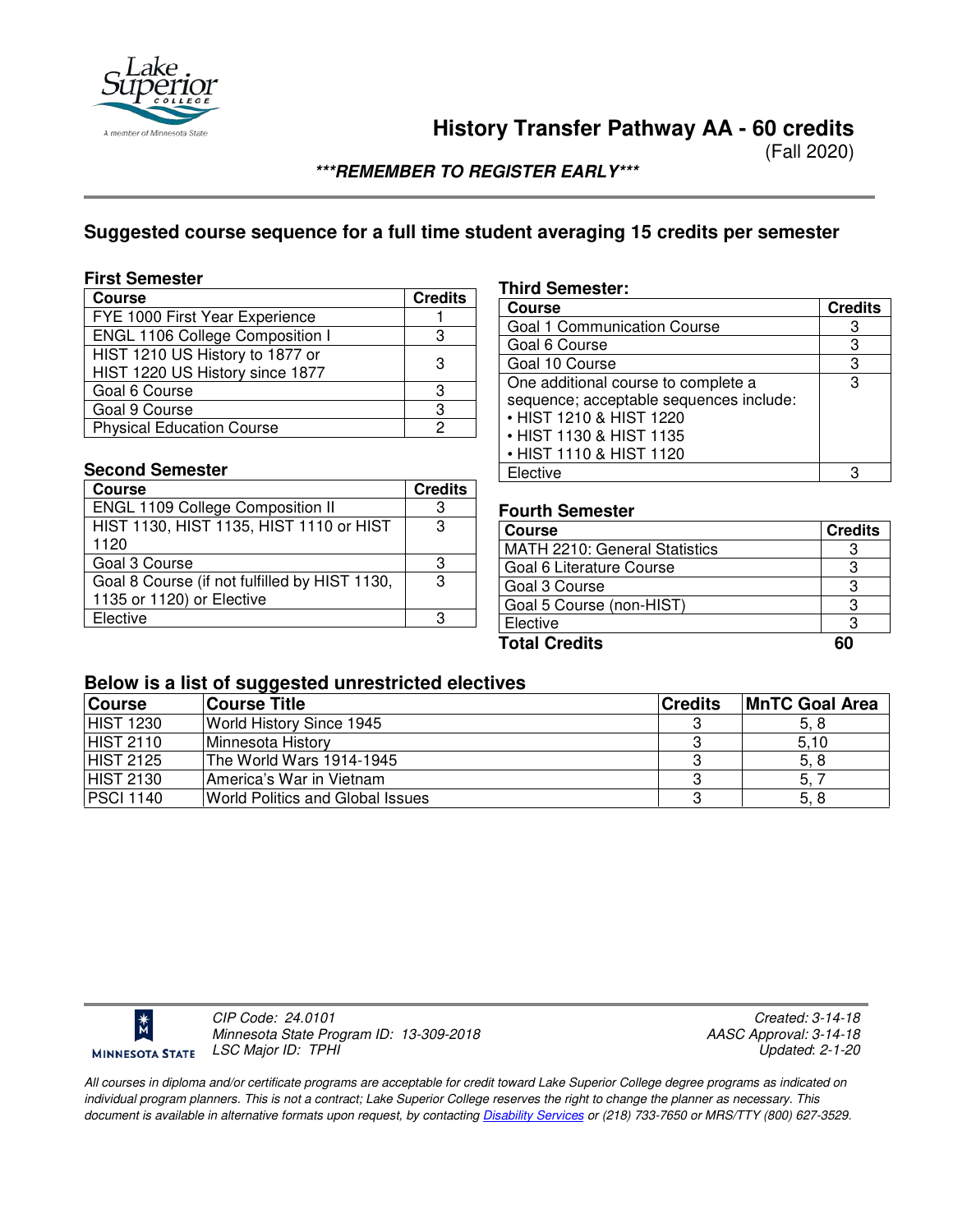# History Transfer Pathway AA - 60 credits

(Fall 2020)

***REMEMBER TO REGISTER EARLY***

## Suggested course sequence for a full time student averaging 15 credits per semester

### First Semester

| Course | Credits |
|---|---|
| FYE 1000 First Year Experience | 1 |
| ENGL 1106 College Composition I | 3 |
| HIST 1210 US History to 1877 or HIST 1220 US History since 1877 | 3 |
| Goal 6 Course | 3 |
| Goal 9 Course | 3 |
| Physical Education Course | 2 |

### Second Semester

| Course | Credits |
|---|---|
| ENGL 1109 College Composition II | 3 |
| HIST 1130, HIST 1135, HIST 1110 or HIST 1120 | 3 |
| Goal 3 Course | 3 |
| Goal 8 Course (if not fulfilled by HIST 1130, 1135 or 1120) or Elective | 3 |
| Elective | 3 |

### Third Semester:

| Course | Credits |
|---|---|
| Goal 1 Communication Course | 3 |
| Goal 6 Course | 3 |
| Goal 10 Course | 3 |
| One additional course to complete a sequence; acceptable sequences include: • HIST 1210 & HIST 1220 • HIST 1130 & HIST 1135 • HIST 1110 & HIST 1120 | 3 |
| Elective | 3 |

### Fourth Semester

| Course | Credits |
|---|---|
| MATH 2210: General Statistics | 3 |
| Goal 6 Literature Course | 3 |
| Goal 3 Course | 3 |
| Goal 5 Course (non-HIST) | 3 |
| Elective | 3 |
| **Total Credits** | **60** |

### Below is a list of suggested unrestricted electives

| Course | Course Title | Credits | MnTC Goal Area |
|---|---|---|---|
| HIST 1230 | World History Since 1945 | 3 | 5, 8 |
| HIST 2110 | Minnesota History | 3 | 5,10 |
| HIST 2125 | The World Wars 1914-1945 | 3 | 5, 8 |
| HIST 2130 | America's War in Vietnam | 3 | 5, 7 |
| PSCI 1140 | World Politics and Global Issues | 3 | 5, 8 |

*CIP Code: 24.0101*
*Minnesota State Program ID: 13-309-2018*
*LSC Major ID: TPHI*

*Created: 3-14-18*
*AASC Approval: 3-14-18*
*Updated: 2-1-20*

*All courses in diploma and/or certificate programs are acceptable for credit toward Lake Superior College degree programs as indicated on individual program planners. This is not a contract; Lake Superior College reserves the right to change the planner as necessary. This document is available in alternative formats upon request, by contacting Disability Services or (218) 733-7650 or MRS/TTY (800) 627-3529.*